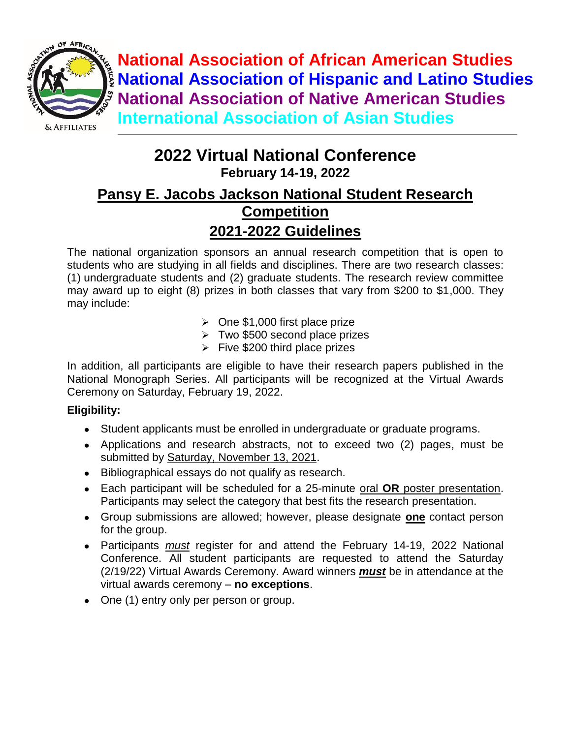**National Association of African American Studies**
**National Association of Hispanic and Latino Studies**
**National Association of Native American Studies**
**International Association of Asian Studies**

# 2022 Virtual National Conference

**February 14-19, 2022**

## Pansy E. Jacobs Jackson National Student Research Competition

## 2021-2022 Guidelines

The national organization sponsors an annual research competition that is open to students who are studying in all fields and disciplines. There are two research classes: (1) undergraduate students and (2) graduate students. The research review committee may award up to eight (8) prizes in both classes that vary from $200 to $1,000. They may include:

- One $1,000 first place prize
- Two $500 second place prizes
- Five $200 third place prizes

In addition, all participants are eligible to have their research papers published in the National Monograph Series. All participants will be recognized at the Virtual Awards Ceremony on Saturday, February 19, 2022.

**Eligibility:**

- Student applicants must be enrolled in undergraduate or graduate programs.
- Applications and research abstracts, not to exceed two (2) pages, must be submitted by Saturday, November 13, 2021.
- Bibliographical essays do not qualify as research.
- Each participant will be scheduled for a 25-minute oral **OR** poster presentation. Participants may select the category that best fits the research presentation.
- Group submissions are allowed; however, please designate **one** contact person for the group.
- Participants *must* register for and attend the February 14-19, 2022 National Conference. All student participants are requested to attend the Saturday (2/19/22) Virtual Awards Ceremony. Award winners ***must*** be in attendance at the virtual awards ceremony – **no exceptions**.
- One (1) entry only per person or group.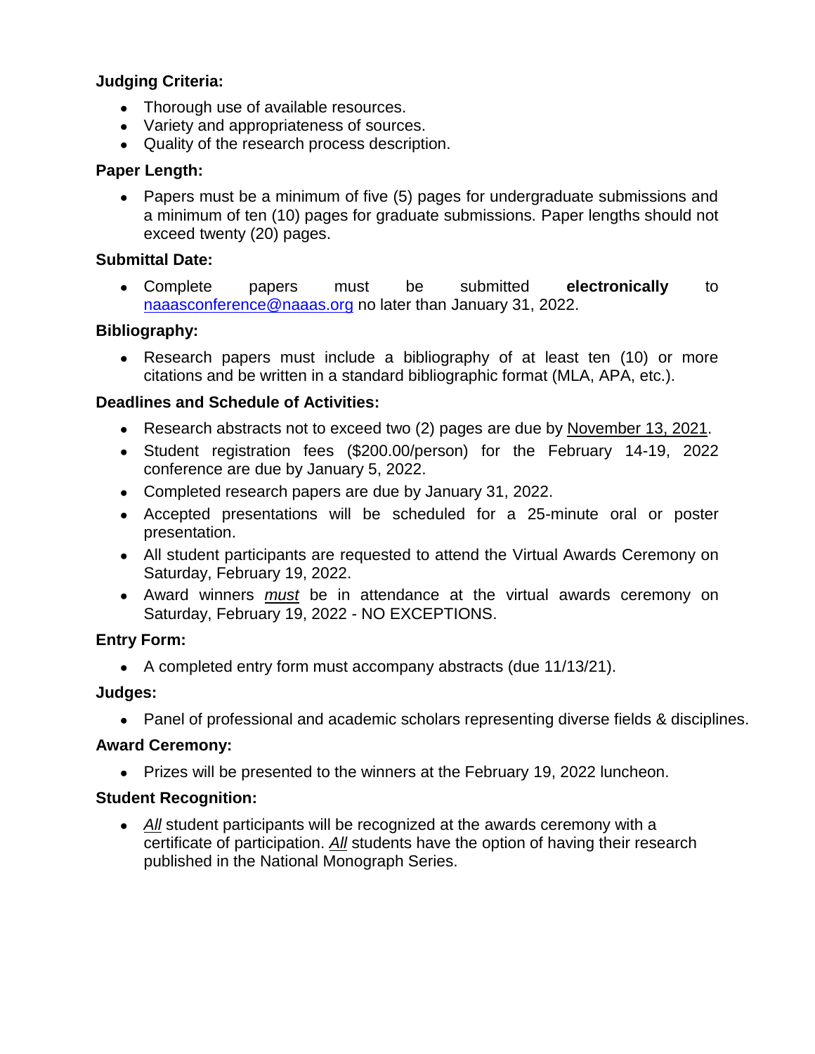**Judging Criteria:**

- Thorough use of available resources.
- Variety and appropriateness of sources.
- Quality of the research process description.

**Paper Length:**

- Papers must be a minimum of five (5) pages for undergraduate submissions and a minimum of ten (10) pages for graduate submissions. Paper lengths should not exceed twenty (20) pages.

**Submittal Date:**

- Complete papers must be submitted **electronically** to naaasconference@naaas.org no later than January 31, 2022.

**Bibliography:**

- Research papers must include a bibliography of at least ten (10) or more citations and be written in a standard bibliographic format (MLA, APA, etc.).

**Deadlines and Schedule of Activities:**

- Research abstracts not to exceed two (2) pages are due by November 13, 2021.
- Student registration fees ($200.00/person) for the February 14-19, 2022 conference are due by January 5, 2022.
- Completed research papers are due by January 31, 2022.
- Accepted presentations will be scheduled for a 25-minute oral or poster presentation.
- All student participants are requested to attend the Virtual Awards Ceremony on Saturday, February 19, 2022.
- Award winners ***must*** be in attendance at the virtual awards ceremony on Saturday, February 19, 2022 - NO EXCEPTIONS.

**Entry Form:**

- A completed entry form must accompany abstracts (due 11/13/21).

**Judges:**

- Panel of professional and academic scholars representing diverse fields & disciplines.

**Award Ceremony:**

- Prizes will be presented to the winners at the February 19, 2022 luncheon.

**Student Recognition:**

- *All* student participants will be recognized at the awards ceremony with a certificate of participation. *All* students have the option of having their research published in the National Monograph Series.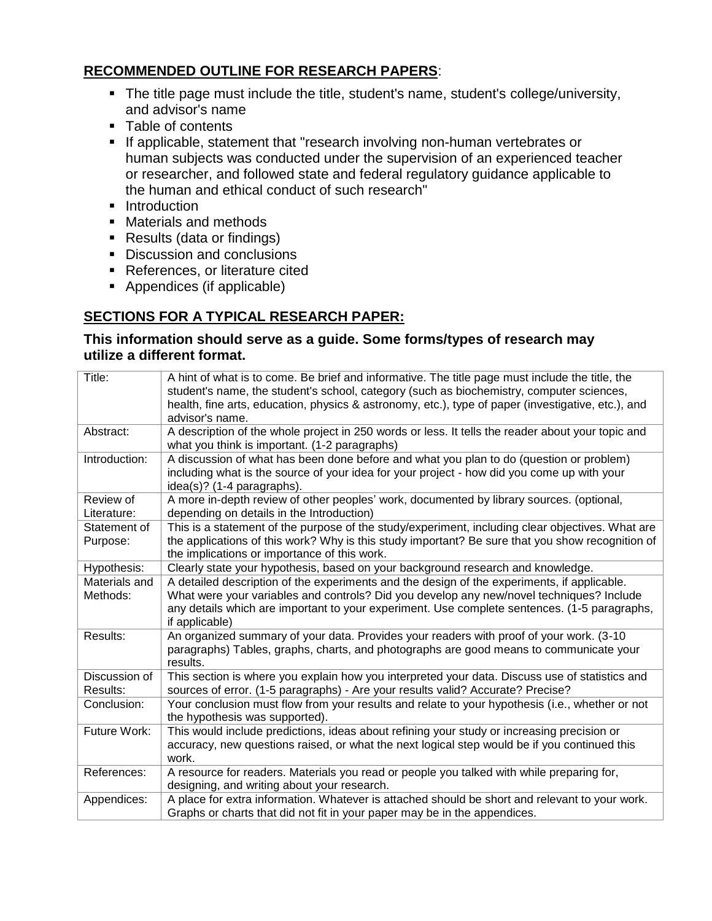## **RECOMMENDED OUTLINE FOR RESEARCH PAPERS**:

- The title page must include the title, student's name, student's college/university, and advisor's name
- Table of contents
- If applicable, statement that "research involving non-human vertebrates or human subjects was conducted under the supervision of an experienced teacher or researcher, and followed state and federal regulatory guidance applicable to the human and ethical conduct of such research"
- Introduction
- Materials and methods
- Results (data or findings)
- Discussion and conclusions
- References, or literature cited
- Appendices (if applicable)

## **SECTIONS FOR A TYPICAL RESEARCH PAPER:**

**This information should serve as a guide. Some forms/types of research may utilize a different format.**

| | |
|---|---|
| Title: | A hint of what is to come. Be brief and informative. The title page must include the title, the student's name, the student's school, category (such as biochemistry, computer sciences, health, fine arts, education, physics & astronomy, etc.), type of paper (investigative, etc.), and advisor's name. |
| Abstract: | A description of the whole project in 250 words or less. It tells the reader about your topic and what you think is important. (1-2 paragraphs) |
| Introduction: | A discussion of what has been done before and what you plan to do (question or problem) including what is the source of your idea for your project - how did you come up with your idea(s)? (1-4 paragraphs). |
| Review of Literature: | A more in-depth review of other peoples' work, documented by library sources. (optional, depending on details in the Introduction) |
| Statement of Purpose: | This is a statement of the purpose of the study/experiment, including clear objectives. What are the applications of this work? Why is this study important? Be sure that you show recognition of the implications or importance of this work. |
| Hypothesis: | Clearly state your hypothesis, based on your background research and knowledge. |
| Materials and Methods: | A detailed description of the experiments and the design of the experiments, if applicable. What were your variables and controls? Did you develop any new/novel techniques? Include any details which are important to your experiment. Use complete sentences. (1-5 paragraphs, if applicable) |
| Results: | An organized summary of your data. Provides your readers with proof of your work. (3-10 paragraphs) Tables, graphs, charts, and photographs are good means to communicate your results. |
| Discussion of Results: | This section is where you explain how you interpreted your data. Discuss use of statistics and sources of error. (1-5 paragraphs) - Are your results valid? Accurate? Precise? |
| Conclusion: | Your conclusion must flow from your results and relate to your hypothesis (i.e., whether or not the hypothesis was supported). |
| Future Work: | This would include predictions, ideas about refining your study or increasing precision or accuracy, new questions raised, or what the next logical step would be if you continued this work. |
| References: | A resource for readers. Materials you read or people you talked with while preparing for, designing, and writing about your research. |
| Appendices: | A place for extra information. Whatever is attached should be short and relevant to your work. Graphs or charts that did not fit in your paper may be in the appendices. |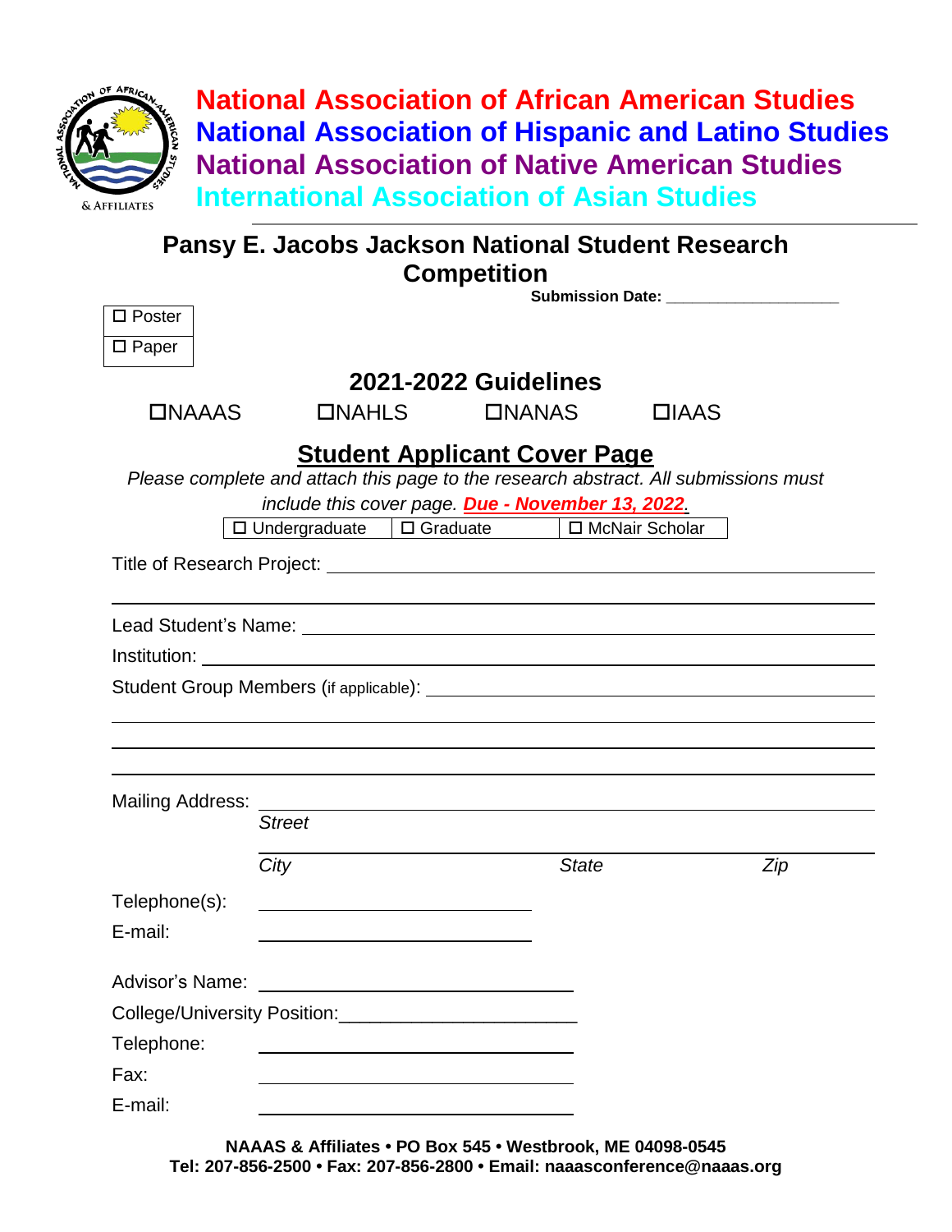# National Association of African American Studies
# National Association of Hispanic and Latino Studies
# National Association of Native American Studies
# International Association of Asian Studies

## Pansy E. Jacobs Jackson National Student Research Competition

**Submission Date: ____________________**

| |
|---|
| ☐ Poster |
| ☐ Paper |

## 2021-2022 Guidelines

☐NAAAS ☐NAHLS ☐NANAS ☐IAAS

## Student Applicant Cover Page

*Please complete and attach this page to the research abstract. All submissions must include this cover page.* ***Due - November 13, 2022***.

| | | |
|---|---|---|
| ☐ Undergraduate | ☐ Graduate | ☐ McNair Scholar |

Title of Research Project: ______________________________________________

__________________________________________________________________

Lead Student's Name: ______________________________________________

Institution: ______________________________________________

Student Group Members (if applicable): ______________________________________________

__________________________________________________________________

__________________________________________________________________

__________________________________________________________________

Mailing Address: ______________________________________________

*Street*

______________________________________________

*City* *State* *Zip*

Telephone(s): ______________________________

E-mail: ______________________________

Advisor's Name: ______________________________

College/University Position: ______________________________

Telephone: ______________________________

Fax: ______________________________

E-mail: ______________________________

**NAAAS & Affiliates • PO Box 545 • Westbrook, ME 04098-0545**
**Tel: 207-856-2500 • Fax: 207-856-2800 • Email: naaasconference@naaas.org**